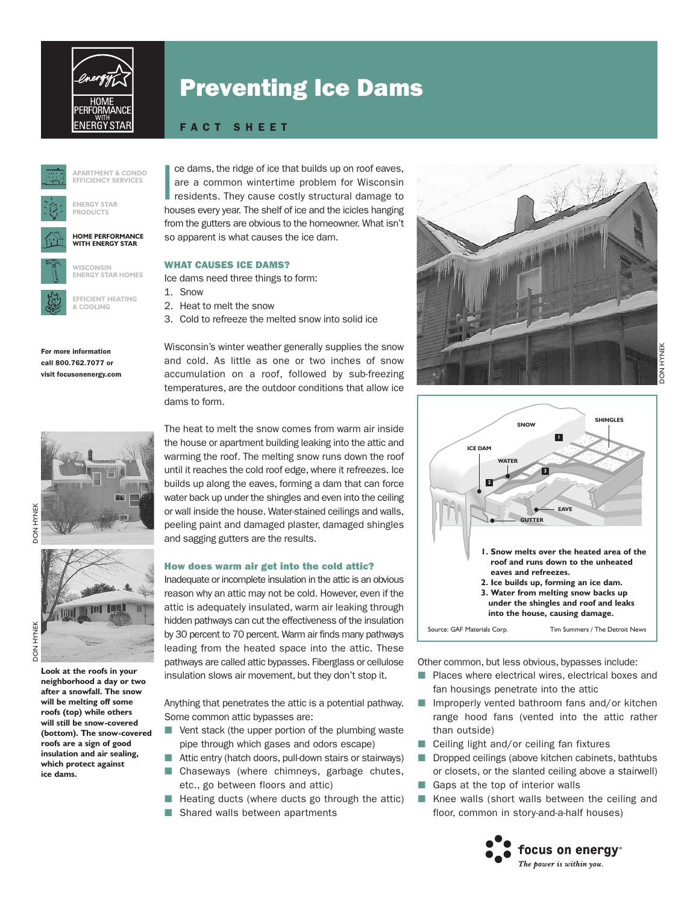# Preventing Ice Dams

**FACT SHEET**

APARTMENT & CONDO EFFICIENCY SERVICES

ENERGY STAR PRODUCTS

**HOME PERFORMANCE WITH ENERGY STAR**

WISCONSIN ENERGY STAR HOMES

EFFICIENT HEATING & COOLING

**For more information call 800.762.7077 or visit focusonenergy.com**

Ice dams, the ridge of ice that builds up on roof eaves, are a common wintertime problem for Wisconsin residents. They cause costly structural damage to houses every year. The shelf of ice and the icicles hanging from the gutters are obvious to the homeowner. What isn't so apparent is what causes the ice dam.

## WHAT CAUSES ICE DAMS?

Ice dams need three things to form:

1. Snow
2. Heat to melt the snow
3. Cold to refreeze the melted snow into solid ice

Wisconsin's winter weather generally supplies the snow and cold. As little as one or two inches of snow accumulation on a roof, followed by sub-freezing temperatures, are the outdoor conditions that allow ice dams to form.

The heat to melt the snow comes from warm air inside the house or apartment building leaking into the attic and warming the roof. The melting snow runs down the roof until it reaches the cold roof edge, where it refreezes. Ice builds up along the eaves, forming a dam that can force water back up under the shingles and even into the ceiling or wall inside the house. Water-stained ceilings and walls, peeling paint and damaged plaster, damaged shingles and sagging gutters are the results.

**Look at the roofs in your neighborhood a day or two after a snowfall. The snow will be melting off some roofs (top) while others will still be snow-covered (bottom). The snow-covered roofs are a sign of good insulation and air sealing, which protect against ice dams.**

### How does warm air get into the cold attic?

Inadequate or incomplete insulation in the attic is an obvious reason why an attic may not be cold. However, even if the attic is adequately insulated, warm air leaking through hidden pathways can cut the effectiveness of the insulation by 30 percent to 70 percent. Warm air finds many pathways leading from the heated space into the attic. These pathways are called attic bypasses. Fiberglass or cellulose insulation slows air movement, but they don't stop it.

Anything that penetrates the attic is a potential pathway. Some common attic bypasses are:

- Vent stack (the upper portion of the plumbing waste pipe through which gases and odors escape)
- Attic entry (hatch doors, pull-down stairs or stairways)
- Chaseways (where chimneys, garbage chutes, etc., go between floors and attic)
- Heating ducts (where ducts go through the attic)
- Shared walls between apartments

SNOW

SHINGLES

ICE DAM

WATER

EAVE

GUTTER

**1. Snow melts over the heated area of the roof and runs down to the unheated eaves and refreezes.**
**2. Ice builds up, forming an ice dam.**
**3. Water from melting snow backs up under the shingles and roof and leaks into the house, causing damage.**

Source: GAF Materials Corp. Tim Summers / The Detroit News

Other common, but less obvious, bypasses include:

- Places where electrical wires, electrical boxes and fan housings penetrate into the attic
- Improperly vented bathroom fans and/or kitchen range hood fans (vented into the attic rather than outside)
- Ceiling light and/or ceiling fan fixtures
- Dropped ceilings (above kitchen cabinets, bathtubs or closets, or the slanted ceiling above a stairwell)
- Gaps at the top of interior walls
- Knee walls (short walls between the ceiling and floor, common in story-and-a-half houses)

focus on energy — *The power is within you.*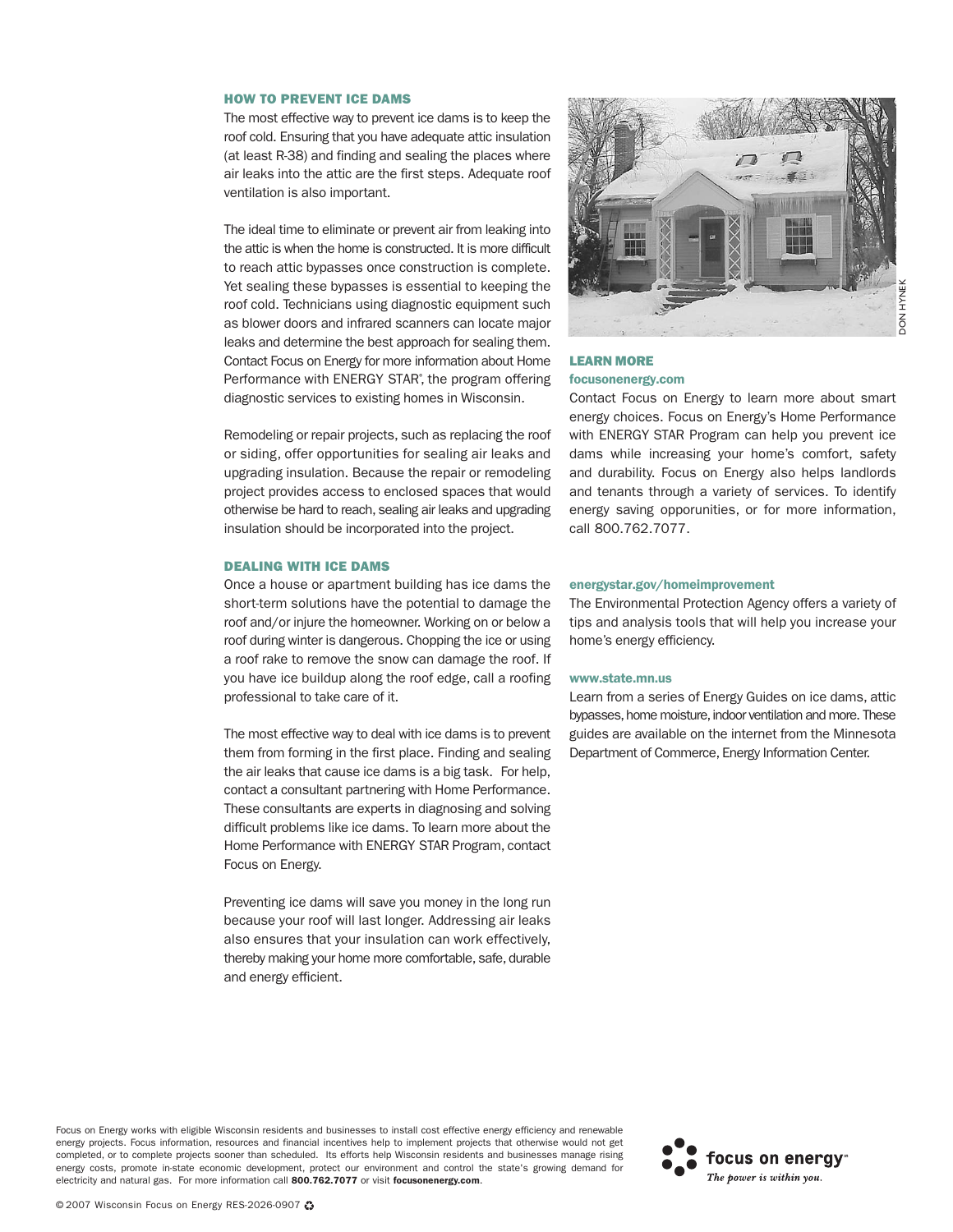## HOW TO PREVENT ICE DAMS

The most effective way to prevent ice dams is to keep the roof cold. Ensuring that you have adequate attic insulation (at least R-38) and finding and sealing the places where air leaks into the attic are the first steps. Adequate roof ventilation is also important.

The ideal time to eliminate or prevent air from leaking into the attic is when the home is constructed. It is more difficult to reach attic bypasses once construction is complete. Yet sealing these bypasses is essential to keeping the roof cold. Technicians using diagnostic equipment such as blower doors and infrared scanners can locate major leaks and determine the best approach for sealing them. Contact Focus on Energy for more information about Home Performance with ENERGY STAR®, the program offering diagnostic services to existing homes in Wisconsin.

Remodeling or repair projects, such as replacing the roof or siding, offer opportunities for sealing air leaks and upgrading insulation. Because the repair or remodeling project provides access to enclosed spaces that would otherwise be hard to reach, sealing air leaks and upgrading insulation should be incorporated into the project.

## DEALING WITH ICE DAMS

Once a house or apartment building has ice dams the short-term solutions have the potential to damage the roof and/or injure the homeowner. Working on or below a roof during winter is dangerous. Chopping the ice or using a roof rake to remove the snow can damage the roof. If you have ice buildup along the roof edge, call a roofing professional to take care of it.

The most effective way to deal with ice dams is to prevent them from forming in the first place. Finding and sealing the air leaks that cause ice dams is a big task. For help, contact a consultant partnering with Home Performance. These consultants are experts in diagnosing and solving difficult problems like ice dams. To learn more about the Home Performance with ENERGY STAR Program, contact Focus on Energy.

Preventing ice dams will save you money in the long run because your roof will last longer. Addressing air leaks also ensures that your insulation can work effectively, thereby making your home more comfortable, safe, durable and energy efficient.

DON HYNEK

## LEARN MORE

**focusonenergy.com**

Contact Focus on Energy to learn more about smart energy choices. Focus on Energy's Home Performance with ENERGY STAR Program can help you prevent ice dams while increasing your home's comfort, safety and durability. Focus on Energy also helps landlords and tenants through a variety of services. To identify energy saving opporunities, or for more information, call 800.762.7077.

**energystar.gov/homeimprovement**

The Environmental Protection Agency offers a variety of tips and analysis tools that will help you increase your home's energy efficiency.

**www.state.mn.us**

Learn from a series of Energy Guides on ice dams, attic bypasses, home moisture, indoor ventilation and more. These guides are available on the internet from the Minnesota Department of Commerce, Energy Information Center.

Focus on Energy works with eligible Wisconsin residents and businesses to install cost effective energy efficiency and renewable energy projects. Focus information, resources and financial incentives help to implement projects that otherwise would not get completed, or to complete projects sooner than scheduled. Its efforts help Wisconsin residents and businesses manage rising energy costs, promote in-state economic development, protect our environment and control the state's growing demand for electricity and natural gas. For more information call **800.762.7077** or visit **focusonenergy.com**.

focus on energy℠
*The power is within you.*

© 2007 Wisconsin Focus on Energy RES-2026-0907